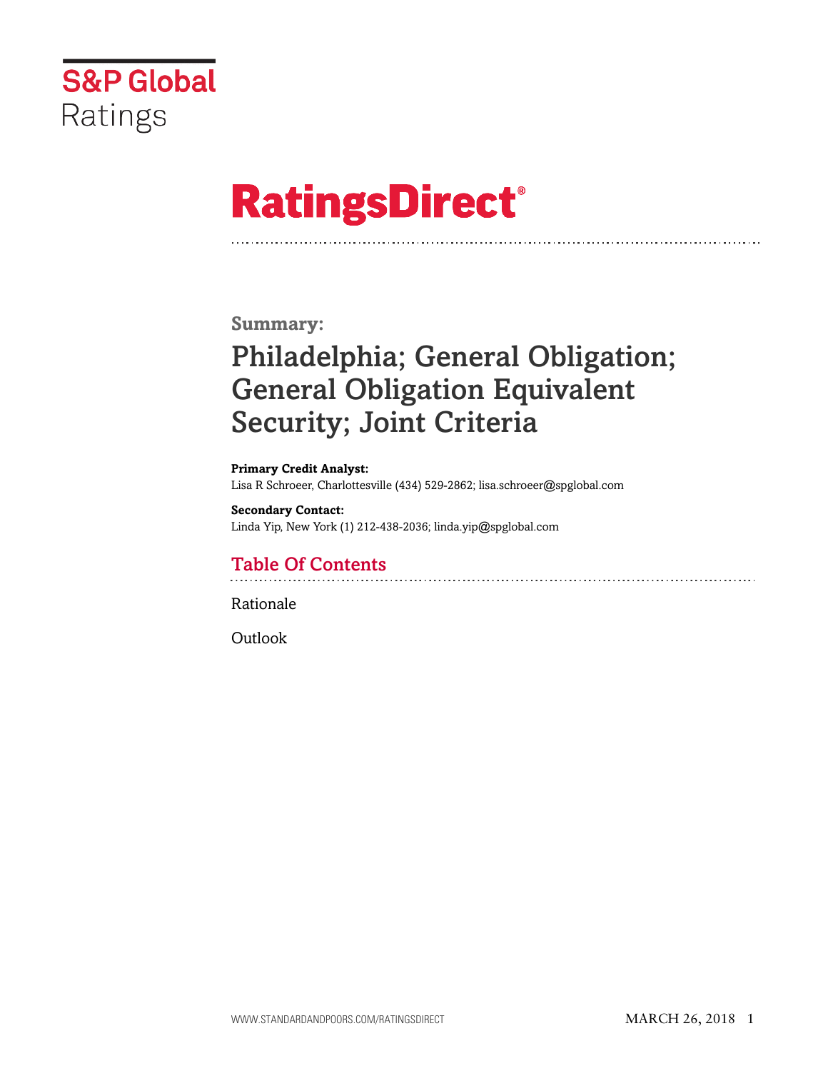S&P Global Ratings

# RatingsDirect®

**Summary:**

# Philadelphia; General Obligation; General Obligation Equivalent Security; Joint Criteria

**Primary Credit Analyst:**
Lisa R Schroeer, Charlottesville (434) 529-2862; lisa.schroeer@spglobal.com

**Secondary Contact:**
Linda Yip, New York (1) 212-438-2036; linda.yip@spglobal.com

## Table Of Contents

Rationale

Outlook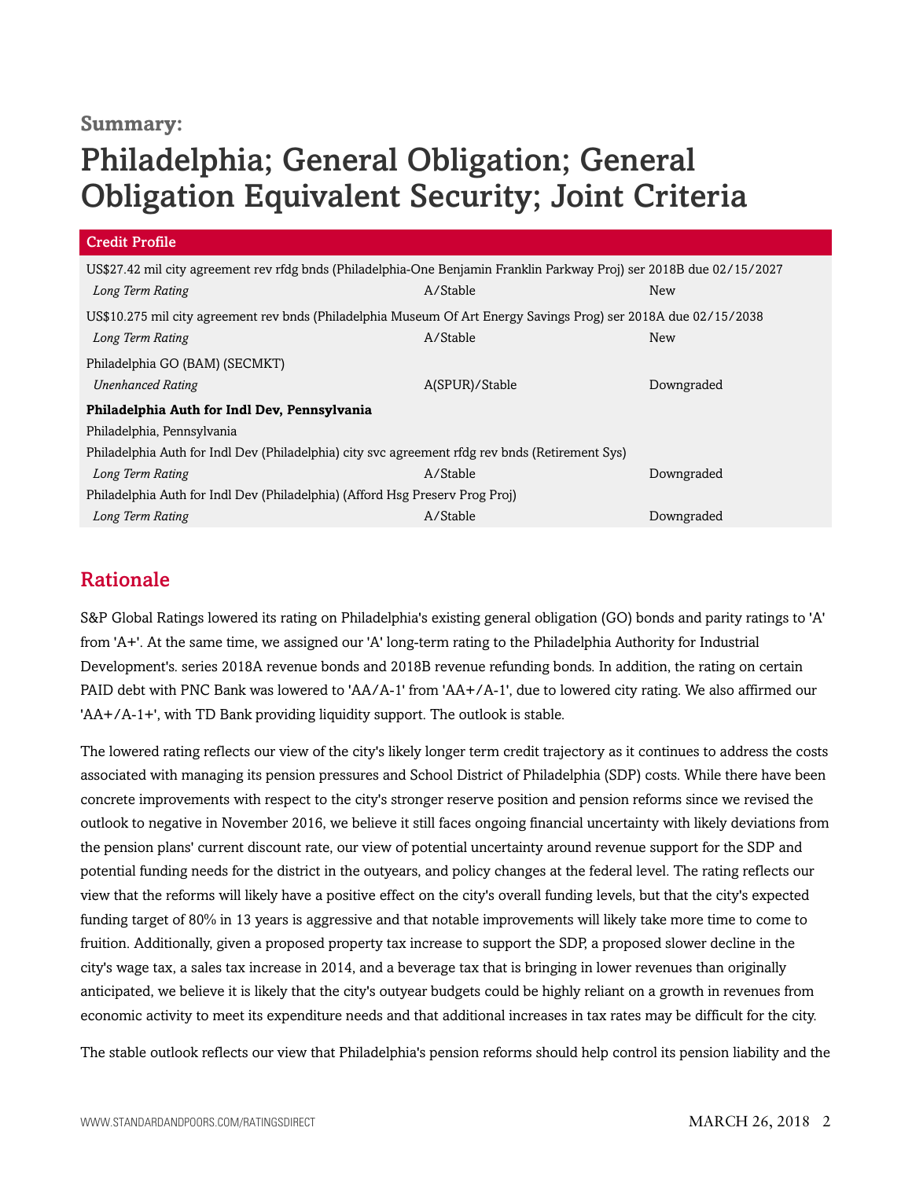**Summary:**

# Philadelphia; General Obligation; General Obligation Equivalent Security; Joint Criteria

| Credit Profile | | |
|---|---|---|
| US$27.42 mil city agreement rev rfdg bnds (Philadelphia-One Benjamin Franklin Parkway Proj) ser 2018B due 02/15/2027 | | |
| *Long Term Rating* | A/Stable | New |
| US$10.275 mil city agreement rev bnds (Philadelphia Museum Of Art Energy Savings Prog) ser 2018A due 02/15/2038 | | |
| *Long Term Rating* | A/Stable | New |
| Philadelphia GO (BAM) (SECMKT) | | |
| *Unenhanced Rating* | A(SPUR)/Stable | Downgraded |
| **Philadelphia Auth for Indl Dev, Pennsylvania** | | |
| Philadelphia, Pennsylvania | | |
| Philadelphia Auth for Indl Dev (Philadelphia) city svc agreement rfdg rev bnds (Retirement Sys) | | |
| *Long Term Rating* | A/Stable | Downgraded |
| Philadelphia Auth for Indl Dev (Philadelphia) (Afford Hsg Preserv Prog Proj) | | |
| *Long Term Rating* | A/Stable | Downgraded |

## Rationale

S&P Global Ratings lowered its rating on Philadelphia's existing general obligation (GO) bonds and parity ratings to 'A' from 'A+'. At the same time, we assigned our 'A' long-term rating to the Philadelphia Authority for Industrial Development's. series 2018A revenue bonds and 2018B revenue refunding bonds. In addition, the rating on certain PAID debt with PNC Bank was lowered to 'AA/A-1' from 'AA+/A-1', due to lowered city rating. We also affirmed our 'AA+/A-1+', with TD Bank providing liquidity support. The outlook is stable.

The lowered rating reflects our view of the city's likely longer term credit trajectory as it continues to address the costs associated with managing its pension pressures and School District of Philadelphia (SDP) costs. While there have been concrete improvements with respect to the city's stronger reserve position and pension reforms since we revised the outlook to negative in November 2016, we believe it still faces ongoing financial uncertainty with likely deviations from the pension plans' current discount rate, our view of potential uncertainty around revenue support for the SDP and potential funding needs for the district in the outyears, and policy changes at the federal level. The rating reflects our view that the reforms will likely have a positive effect on the city's overall funding levels, but that the city's expected funding target of 80% in 13 years is aggressive and that notable improvements will likely take more time to come to fruition. Additionally, given a proposed property tax increase to support the SDP, a proposed slower decline in the city's wage tax, a sales tax increase in 2014, and a beverage tax that is bringing in lower revenues than originally anticipated, we believe it is likely that the city's outyear budgets could be highly reliant on a growth in revenues from economic activity to meet its expenditure needs and that additional increases in tax rates may be difficult for the city.

The stable outlook reflects our view that Philadelphia's pension reforms should help control its pension liability and the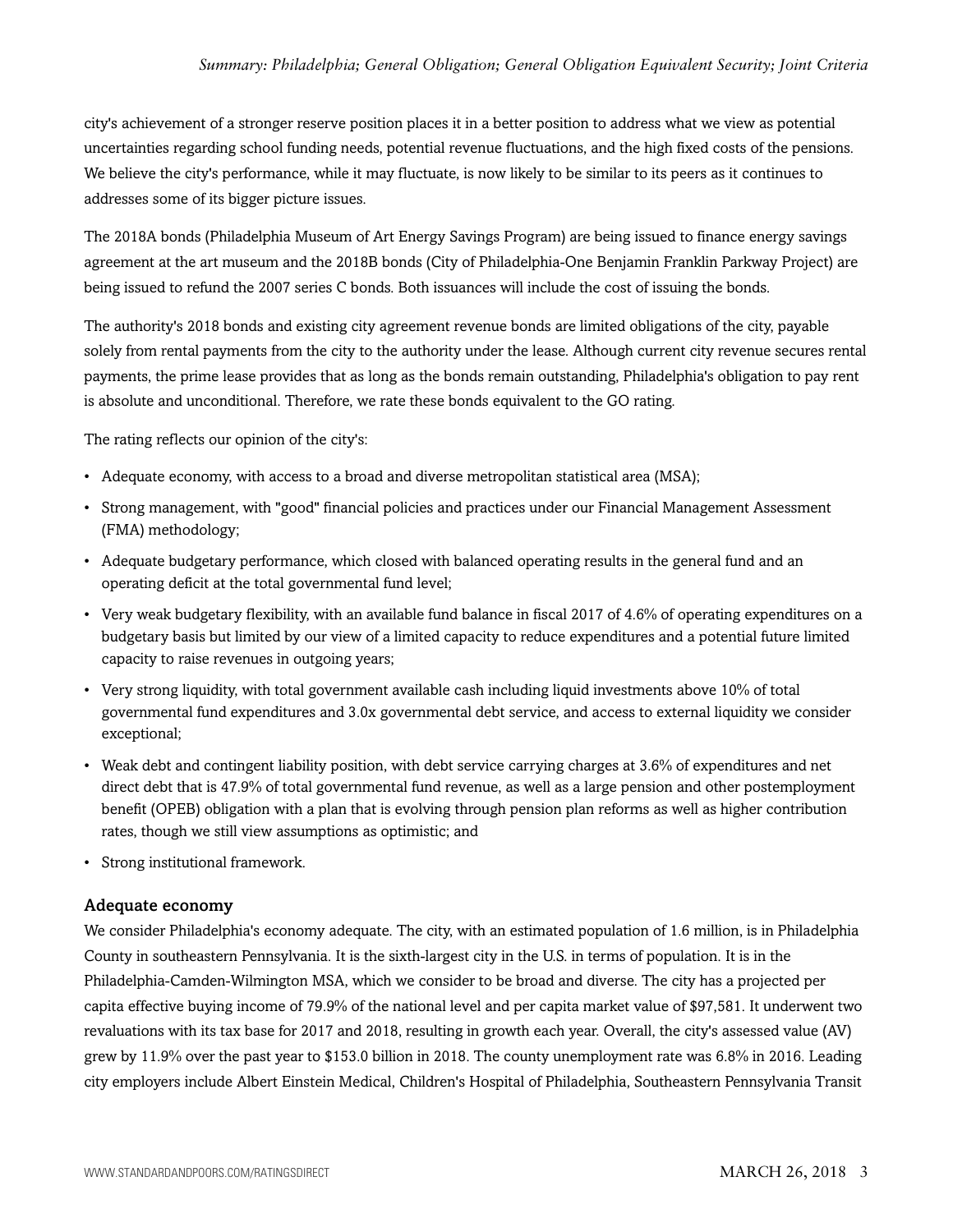city's achievement of a stronger reserve position places it in a better position to address what we view as potential uncertainties regarding school funding needs, potential revenue fluctuations, and the high fixed costs of the pensions. We believe the city's performance, while it may fluctuate, is now likely to be similar to its peers as it continues to addresses some of its bigger picture issues.

The 2018A bonds (Philadelphia Museum of Art Energy Savings Program) are being issued to finance energy savings agreement at the art museum and the 2018B bonds (City of Philadelphia-One Benjamin Franklin Parkway Project) are being issued to refund the 2007 series C bonds. Both issuances will include the cost of issuing the bonds.

The authority's 2018 bonds and existing city agreement revenue bonds are limited obligations of the city, payable solely from rental payments from the city to the authority under the lease. Although current city revenue secures rental payments, the prime lease provides that as long as the bonds remain outstanding, Philadelphia's obligation to pay rent is absolute and unconditional. Therefore, we rate these bonds equivalent to the GO rating.

The rating reflects our opinion of the city's:

- Adequate economy, with access to a broad and diverse metropolitan statistical area (MSA);
- Strong management, with "good" financial policies and practices under our Financial Management Assessment (FMA) methodology;
- Adequate budgetary performance, which closed with balanced operating results in the general fund and an operating deficit at the total governmental fund level;
- Very weak budgetary flexibility, with an available fund balance in fiscal 2017 of 4.6% of operating expenditures on a budgetary basis but limited by our view of a limited capacity to reduce expenditures and a potential future limited capacity to raise revenues in outgoing years;
- Very strong liquidity, with total government available cash including liquid investments above 10% of total governmental fund expenditures and 3.0x governmental debt service, and access to external liquidity we consider exceptional;
- Weak debt and contingent liability position, with debt service carrying charges at 3.6% of expenditures and net direct debt that is 47.9% of total governmental fund revenue, as well as a large pension and other postemployment benefit (OPEB) obligation with a plan that is evolving through pension plan reforms as well as higher contribution rates, though we still view assumptions as optimistic; and
- Strong institutional framework.

### Adequate economy

We consider Philadelphia's economy adequate. The city, with an estimated population of 1.6 million, is in Philadelphia County in southeastern Pennsylvania. It is the sixth-largest city in the U.S. in terms of population. It is in the Philadelphia-Camden-Wilmington MSA, which we consider to be broad and diverse. The city has a projected per capita effective buying income of 79.9% of the national level and per capita market value of $97,581. It underwent two revaluations with its tax base for 2017 and 2018, resulting in growth each year. Overall, the city's assessed value (AV) grew by 11.9% over the past year to $153.0 billion in 2018. The county unemployment rate was 6.8% in 2016. Leading city employers include Albert Einstein Medical, Children's Hospital of Philadelphia, Southeastern Pennsylvania Transit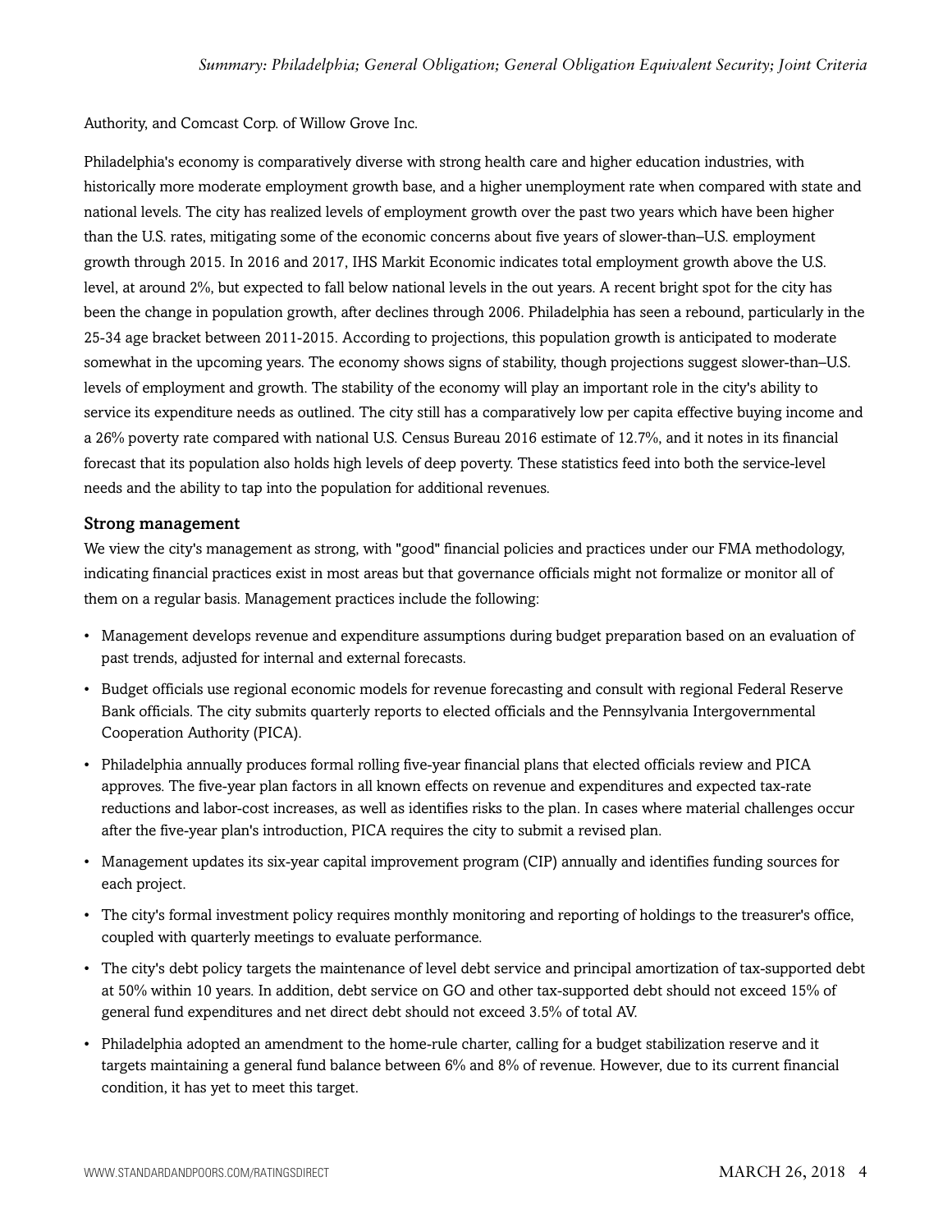Authority, and Comcast Corp. of Willow Grove Inc.

Philadelphia's economy is comparatively diverse with strong health care and higher education industries, with historically more moderate employment growth base, and a higher unemployment rate when compared with state and national levels. The city has realized levels of employment growth over the past two years which have been higher than the U.S. rates, mitigating some of the economic concerns about five years of slower-than–U.S. employment growth through 2015. In 2016 and 2017, IHS Markit Economic indicates total employment growth above the U.S. level, at around 2%, but expected to fall below national levels in the out years. A recent bright spot for the city has been the change in population growth, after declines through 2006. Philadelphia has seen a rebound, particularly in the 25-34 age bracket between 2011-2015. According to projections, this population growth is anticipated to moderate somewhat in the upcoming years. The economy shows signs of stability, though projections suggest slower-than–U.S. levels of employment and growth. The stability of the economy will play an important role in the city's ability to service its expenditure needs as outlined. The city still has a comparatively low per capita effective buying income and a 26% poverty rate compared with national U.S. Census Bureau 2016 estimate of 12.7%, and it notes in its financial forecast that its population also holds high levels of deep poverty. These statistics feed into both the service-level needs and the ability to tap into the population for additional revenues.

### Strong management

We view the city's management as strong, with "good" financial policies and practices under our FMA methodology, indicating financial practices exist in most areas but that governance officials might not formalize or monitor all of them on a regular basis. Management practices include the following:

- Management develops revenue and expenditure assumptions during budget preparation based on an evaluation of past trends, adjusted for internal and external forecasts.
- Budget officials use regional economic models for revenue forecasting and consult with regional Federal Reserve Bank officials. The city submits quarterly reports to elected officials and the Pennsylvania Intergovernmental Cooperation Authority (PICA).
- Philadelphia annually produces formal rolling five-year financial plans that elected officials review and PICA approves. The five-year plan factors in all known effects on revenue and expenditures and expected tax-rate reductions and labor-cost increases, as well as identifies risks to the plan. In cases where material challenges occur after the five-year plan's introduction, PICA requires the city to submit a revised plan.
- Management updates its six-year capital improvement program (CIP) annually and identifies funding sources for each project.
- The city's formal investment policy requires monthly monitoring and reporting of holdings to the treasurer's office, coupled with quarterly meetings to evaluate performance.
- The city's debt policy targets the maintenance of level debt service and principal amortization of tax-supported debt at 50% within 10 years. In addition, debt service on GO and other tax-supported debt should not exceed 15% of general fund expenditures and net direct debt should not exceed 3.5% of total AV.
- Philadelphia adopted an amendment to the home-rule charter, calling for a budget stabilization reserve and it targets maintaining a general fund balance between 6% and 8% of revenue. However, due to its current financial condition, it has yet to meet this target.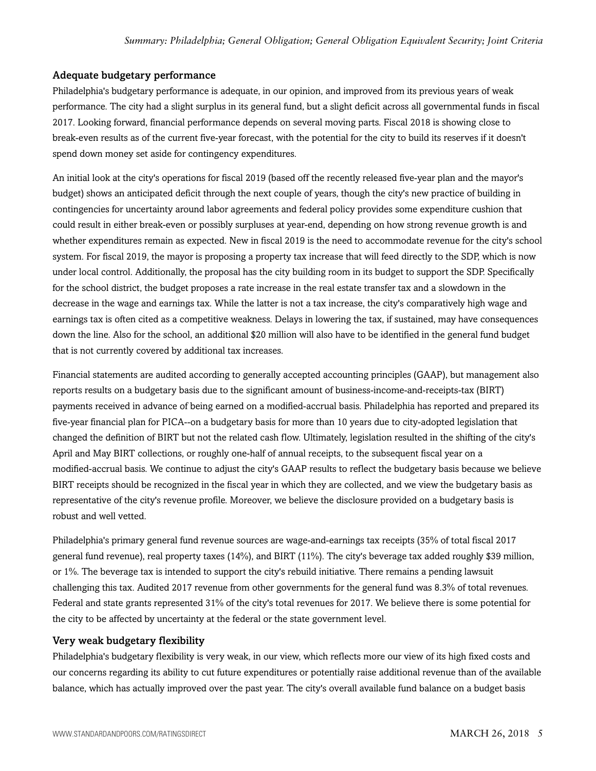### Adequate budgetary performance

Philadelphia's budgetary performance is adequate, in our opinion, and improved from its previous years of weak performance. The city had a slight surplus in its general fund, but a slight deficit across all governmental funds in fiscal 2017. Looking forward, financial performance depends on several moving parts. Fiscal 2018 is showing close to break-even results as of the current five-year forecast, with the potential for the city to build its reserves if it doesn't spend down money set aside for contingency expenditures.

An initial look at the city's operations for fiscal 2019 (based off the recently released five-year plan and the mayor's budget) shows an anticipated deficit through the next couple of years, though the city's new practice of building in contingencies for uncertainty around labor agreements and federal policy provides some expenditure cushion that could result in either break-even or possibly surpluses at year-end, depending on how strong revenue growth is and whether expenditures remain as expected. New in fiscal 2019 is the need to accommodate revenue for the city's school system. For fiscal 2019, the mayor is proposing a property tax increase that will feed directly to the SDP, which is now under local control. Additionally, the proposal has the city building room in its budget to support the SDP. Specifically for the school district, the budget proposes a rate increase in the real estate transfer tax and a slowdown in the decrease in the wage and earnings tax. While the latter is not a tax increase, the city's comparatively high wage and earnings tax is often cited as a competitive weakness. Delays in lowering the tax, if sustained, may have consequences down the line. Also for the school, an additional $20 million will also have to be identified in the general fund budget that is not currently covered by additional tax increases.

Financial statements are audited according to generally accepted accounting principles (GAAP), but management also reports results on a budgetary basis due to the significant amount of business-income-and-receipts-tax (BIRT) payments received in advance of being earned on a modified-accrual basis. Philadelphia has reported and prepared its five-year financial plan for PICA--on a budgetary basis for more than 10 years due to city-adopted legislation that changed the definition of BIRT but not the related cash flow. Ultimately, legislation resulted in the shifting of the city's April and May BIRT collections, or roughly one-half of annual receipts, to the subsequent fiscal year on a modified-accrual basis. We continue to adjust the city's GAAP results to reflect the budgetary basis because we believe BIRT receipts should be recognized in the fiscal year in which they are collected, and we view the budgetary basis as representative of the city's revenue profile. Moreover, we believe the disclosure provided on a budgetary basis is robust and well vetted.

Philadelphia's primary general fund revenue sources are wage-and-earnings tax receipts (35% of total fiscal 2017 general fund revenue), real property taxes (14%), and BIRT (11%). The city's beverage tax added roughly $39 million, or 1%. The beverage tax is intended to support the city's rebuild initiative. There remains a pending lawsuit challenging this tax. Audited 2017 revenue from other governments for the general fund was 8.3% of total revenues. Federal and state grants represented 31% of the city's total revenues for 2017. We believe there is some potential for the city to be affected by uncertainty at the federal or the state government level.

### Very weak budgetary flexibility

Philadelphia's budgetary flexibility is very weak, in our view, which reflects more our view of its high fixed costs and our concerns regarding its ability to cut future expenditures or potentially raise additional revenue than of the available balance, which has actually improved over the past year. The city's overall available fund balance on a budget basis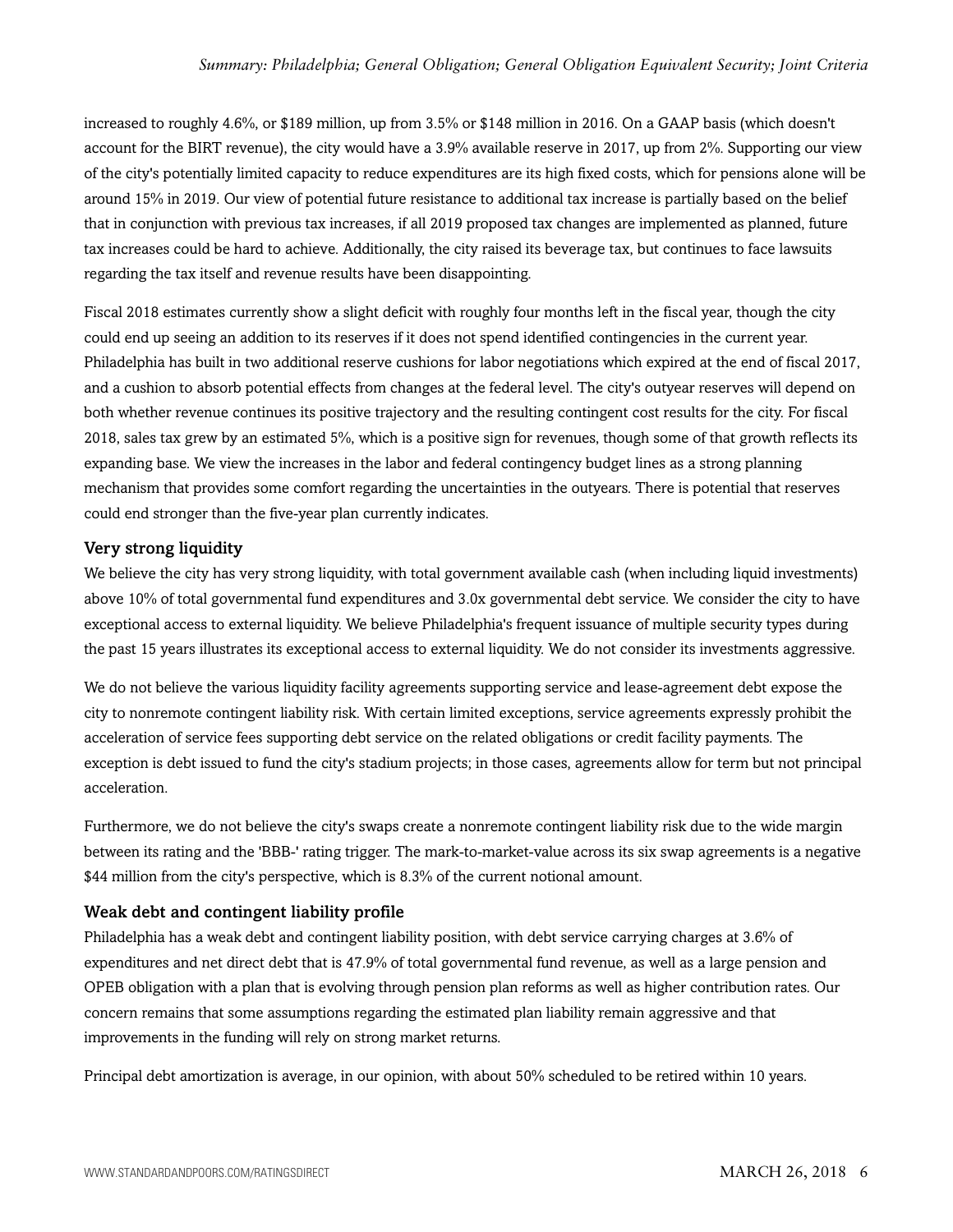increased to roughly 4.6%, or $189 million, up from 3.5% or $148 million in 2016. On a GAAP basis (which doesn't account for the BIRT revenue), the city would have a 3.9% available reserve in 2017, up from 2%. Supporting our view of the city's potentially limited capacity to reduce expenditures are its high fixed costs, which for pensions alone will be around 15% in 2019. Our view of potential future resistance to additional tax increase is partially based on the belief that in conjunction with previous tax increases, if all 2019 proposed tax changes are implemented as planned, future tax increases could be hard to achieve. Additionally, the city raised its beverage tax, but continues to face lawsuits regarding the tax itself and revenue results have been disappointing.

Fiscal 2018 estimates currently show a slight deficit with roughly four months left in the fiscal year, though the city could end up seeing an addition to its reserves if it does not spend identified contingencies in the current year. Philadelphia has built in two additional reserve cushions for labor negotiations which expired at the end of fiscal 2017, and a cushion to absorb potential effects from changes at the federal level. The city's outyear reserves will depend on both whether revenue continues its positive trajectory and the resulting contingent cost results for the city. For fiscal 2018, sales tax grew by an estimated 5%, which is a positive sign for revenues, though some of that growth reflects its expanding base. We view the increases in the labor and federal contingency budget lines as a strong planning mechanism that provides some comfort regarding the uncertainties in the outyears. There is potential that reserves could end stronger than the five-year plan currently indicates.

### Very strong liquidity

We believe the city has very strong liquidity, with total government available cash (when including liquid investments) above 10% of total governmental fund expenditures and 3.0x governmental debt service. We consider the city to have exceptional access to external liquidity. We believe Philadelphia's frequent issuance of multiple security types during the past 15 years illustrates its exceptional access to external liquidity. We do not consider its investments aggressive.

We do not believe the various liquidity facility agreements supporting service and lease-agreement debt expose the city to nonremote contingent liability risk. With certain limited exceptions, service agreements expressly prohibit the acceleration of service fees supporting debt service on the related obligations or credit facility payments. The exception is debt issued to fund the city's stadium projects; in those cases, agreements allow for term but not principal acceleration.

Furthermore, we do not believe the city's swaps create a nonremote contingent liability risk due to the wide margin between its rating and the 'BBB-' rating trigger. The mark-to-market-value across its six swap agreements is a negative $44 million from the city's perspective, which is 8.3% of the current notional amount.

### Weak debt and contingent liability profile

Philadelphia has a weak debt and contingent liability position, with debt service carrying charges at 3.6% of expenditures and net direct debt that is 47.9% of total governmental fund revenue, as well as a large pension and OPEB obligation with a plan that is evolving through pension plan reforms as well as higher contribution rates. Our concern remains that some assumptions regarding the estimated plan liability remain aggressive and that improvements in the funding will rely on strong market returns.

Principal debt amortization is average, in our opinion, with about 50% scheduled to be retired within 10 years.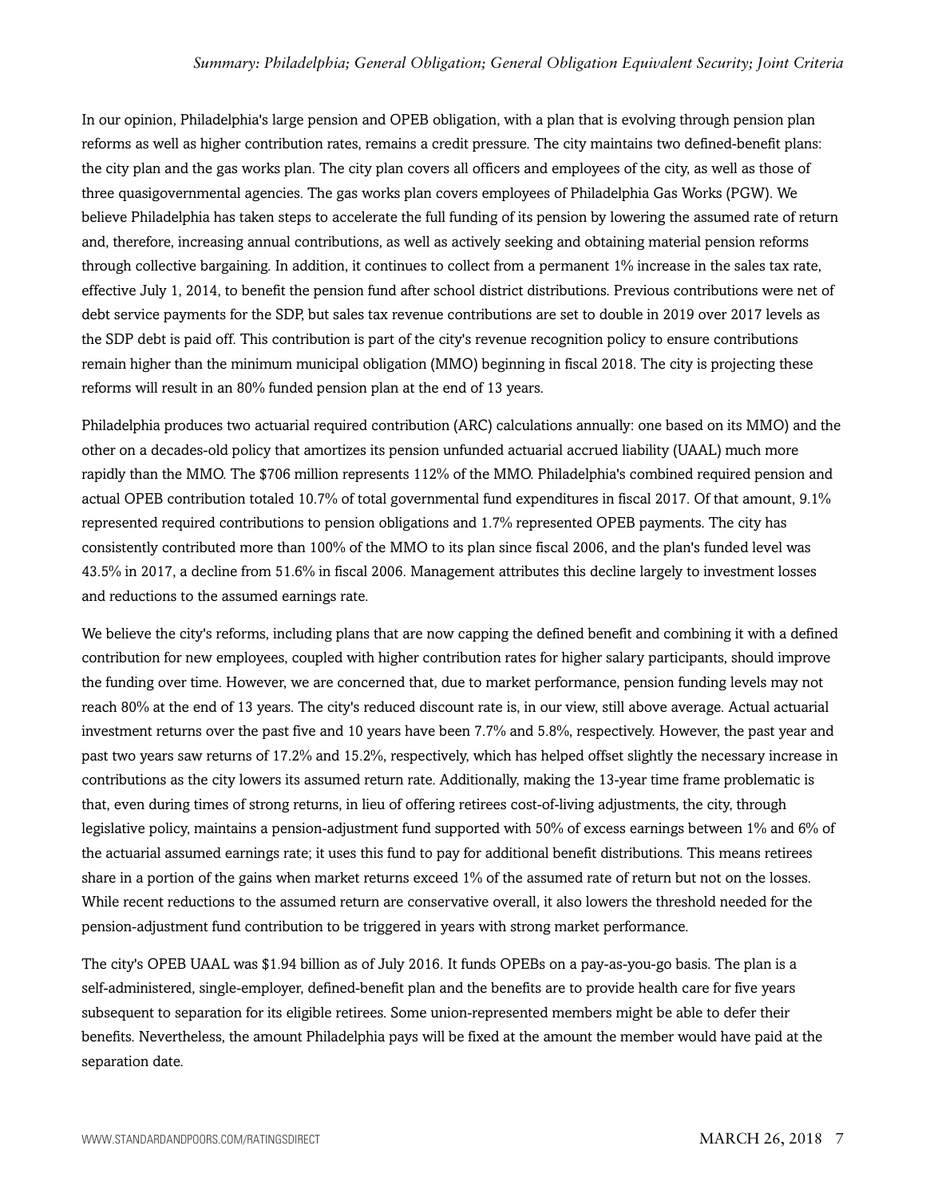In our opinion, Philadelphia's large pension and OPEB obligation, with a plan that is evolving through pension plan reforms as well as higher contribution rates, remains a credit pressure. The city maintains two defined-benefit plans: the city plan and the gas works plan. The city plan covers all officers and employees of the city, as well as those of three quasigovernmental agencies. The gas works plan covers employees of Philadelphia Gas Works (PGW). We believe Philadelphia has taken steps to accelerate the full funding of its pension by lowering the assumed rate of return and, therefore, increasing annual contributions, as well as actively seeking and obtaining material pension reforms through collective bargaining. In addition, it continues to collect from a permanent 1% increase in the sales tax rate, effective July 1, 2014, to benefit the pension fund after school district distributions. Previous contributions were net of debt service payments for the SDP, but sales tax revenue contributions are set to double in 2019 over 2017 levels as the SDP debt is paid off. This contribution is part of the city's revenue recognition policy to ensure contributions remain higher than the minimum municipal obligation (MMO) beginning in fiscal 2018. The city is projecting these reforms will result in an 80% funded pension plan at the end of 13 years.

Philadelphia produces two actuarial required contribution (ARC) calculations annually: one based on its MMO) and the other on a decades-old policy that amortizes its pension unfunded actuarial accrued liability (UAAL) much more rapidly than the MMO. The $706 million represents 112% of the MMO. Philadelphia's combined required pension and actual OPEB contribution totaled 10.7% of total governmental fund expenditures in fiscal 2017. Of that amount, 9.1% represented required contributions to pension obligations and 1.7% represented OPEB payments. The city has consistently contributed more than 100% of the MMO to its plan since fiscal 2006, and the plan's funded level was 43.5% in 2017, a decline from 51.6% in fiscal 2006. Management attributes this decline largely to investment losses and reductions to the assumed earnings rate.

We believe the city's reforms, including plans that are now capping the defined benefit and combining it with a defined contribution for new employees, coupled with higher contribution rates for higher salary participants, should improve the funding over time. However, we are concerned that, due to market performance, pension funding levels may not reach 80% at the end of 13 years. The city's reduced discount rate is, in our view, still above average. Actual actuarial investment returns over the past five and 10 years have been 7.7% and 5.8%, respectively. However, the past year and past two years saw returns of 17.2% and 15.2%, respectively, which has helped offset slightly the necessary increase in contributions as the city lowers its assumed return rate. Additionally, making the 13-year time frame problematic is that, even during times of strong returns, in lieu of offering retirees cost-of-living adjustments, the city, through legislative policy, maintains a pension-adjustment fund supported with 50% of excess earnings between 1% and 6% of the actuarial assumed earnings rate; it uses this fund to pay for additional benefit distributions. This means retirees share in a portion of the gains when market returns exceed 1% of the assumed rate of return but not on the losses. While recent reductions to the assumed return are conservative overall, it also lowers the threshold needed for the pension-adjustment fund contribution to be triggered in years with strong market performance.

The city's OPEB UAAL was $1.94 billion as of July 2016. It funds OPEBs on a pay-as-you-go basis. The plan is a self-administered, single-employer, defined-benefit plan and the benefits are to provide health care for five years subsequent to separation for its eligible retirees. Some union-represented members might be able to defer their benefits. Nevertheless, the amount Philadelphia pays will be fixed at the amount the member would have paid at the separation date.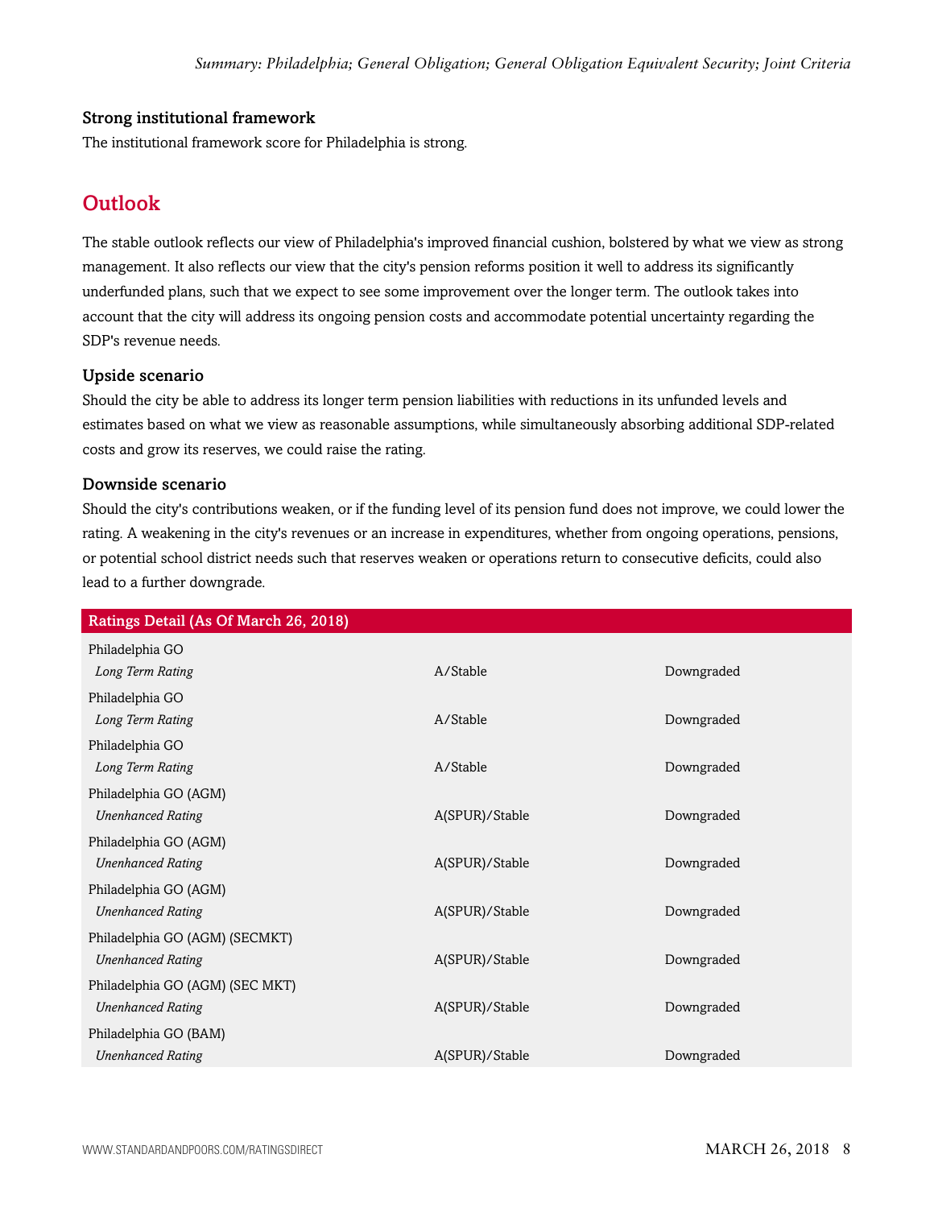### Strong institutional framework

The institutional framework score for Philadelphia is strong.

## Outlook

The stable outlook reflects our view of Philadelphia's improved financial cushion, bolstered by what we view as strong management. It also reflects our view that the city's pension reforms position it well to address its significantly underfunded plans, such that we expect to see some improvement over the longer term. The outlook takes into account that the city will address its ongoing pension costs and accommodate potential uncertainty regarding the SDP's revenue needs.

### Upside scenario

Should the city be able to address its longer term pension liabilities with reductions in its unfunded levels and estimates based on what we view as reasonable assumptions, while simultaneously absorbing additional SDP-related costs and grow its reserves, we could raise the rating.

### Downside scenario

Should the city's contributions weaken, or if the funding level of its pension fund does not improve, we could lower the rating. A weakening in the city's revenues or an increase in expenditures, whether from ongoing operations, pensions, or potential school district needs such that reserves weaken or operations return to consecutive deficits, could also lead to a further downgrade.

| Ratings Detail (As Of March 26, 2018) | | |
|---|---|---|
| Philadelphia GO | | |
| *Long Term Rating* | A/Stable | Downgraded |
| Philadelphia GO | | |
| *Long Term Rating* | A/Stable | Downgraded |
| Philadelphia GO | | |
| *Long Term Rating* | A/Stable | Downgraded |
| Philadelphia GO (AGM) | | |
| *Unenhanced Rating* | A(SPUR)/Stable | Downgraded |
| Philadelphia GO (AGM) | | |
| *Unenhanced Rating* | A(SPUR)/Stable | Downgraded |
| Philadelphia GO (AGM) | | |
| *Unenhanced Rating* | A(SPUR)/Stable | Downgraded |
| Philadelphia GO (AGM) (SECMKT) | | |
| *Unenhanced Rating* | A(SPUR)/Stable | Downgraded |
| Philadelphia GO (AGM) (SEC MKT) | | |
| *Unenhanced Rating* | A(SPUR)/Stable | Downgraded |
| Philadelphia GO (BAM) | | |
| *Unenhanced Rating* | A(SPUR)/Stable | Downgraded |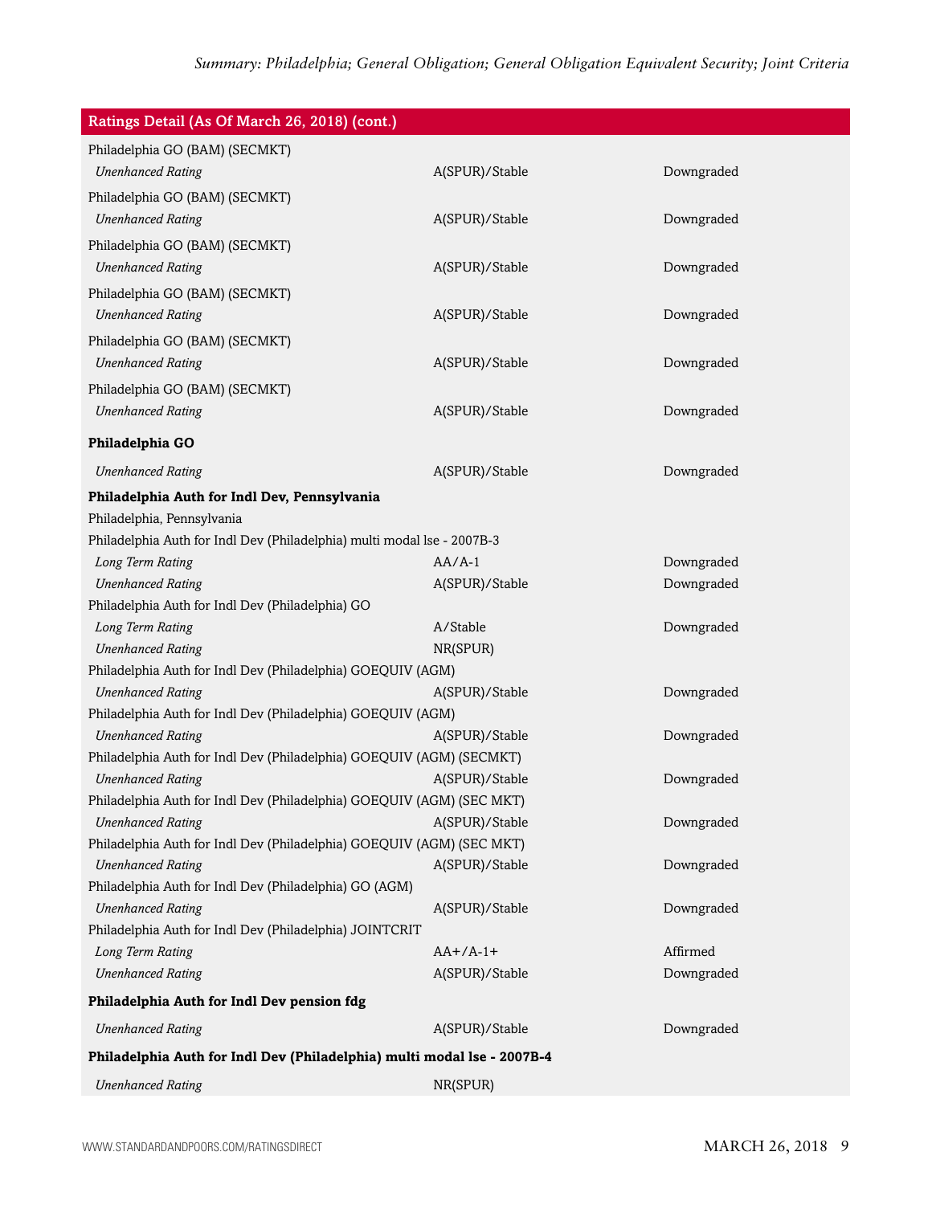| Ratings Detail (As Of March 26, 2018) (cont.) | | |
|---|---|---|
| Philadelphia GO (BAM) (SECMKT) | | |
| *Unenhanced Rating* | A(SPUR)/Stable | Downgraded |
| Philadelphia GO (BAM) (SECMKT) | | |
| *Unenhanced Rating* | A(SPUR)/Stable | Downgraded |
| Philadelphia GO (BAM) (SECMKT) | | |
| *Unenhanced Rating* | A(SPUR)/Stable | Downgraded |
| Philadelphia GO (BAM) (SECMKT) | | |
| *Unenhanced Rating* | A(SPUR)/Stable | Downgraded |
| Philadelphia GO (BAM) (SECMKT) | | |
| *Unenhanced Rating* | A(SPUR)/Stable | Downgraded |
| Philadelphia GO (BAM) (SECMKT) | | |
| *Unenhanced Rating* | A(SPUR)/Stable | Downgraded |
| **Philadelphia GO** | | |
| *Unenhanced Rating* | A(SPUR)/Stable | Downgraded |
| **Philadelphia Auth for Indl Dev, Pennsylvania** | | |
| Philadelphia, Pennsylvania | | |
| Philadelphia Auth for Indl Dev (Philadelphia) multi modal lse - 2007B-3 | | |
| *Long Term Rating* | AA/A-1 | Downgraded |
| *Unenhanced Rating* | A(SPUR)/Stable | Downgraded |
| Philadelphia Auth for Indl Dev (Philadelphia) GO | | |
| *Long Term Rating* | A/Stable | Downgraded |
| *Unenhanced Rating* | NR(SPUR) | |
| Philadelphia Auth for Indl Dev (Philadelphia) GOEQUIV (AGM) | | |
| *Unenhanced Rating* | A(SPUR)/Stable | Downgraded |
| Philadelphia Auth for Indl Dev (Philadelphia) GOEQUIV (AGM) | | |
| *Unenhanced Rating* | A(SPUR)/Stable | Downgraded |
| Philadelphia Auth for Indl Dev (Philadelphia) GOEQUIV (AGM) (SECMKT) | | |
| *Unenhanced Rating* | A(SPUR)/Stable | Downgraded |
| Philadelphia Auth for Indl Dev (Philadelphia) GOEQUIV (AGM) (SEC MKT) | | |
| *Unenhanced Rating* | A(SPUR)/Stable | Downgraded |
| Philadelphia Auth for Indl Dev (Philadelphia) GOEQUIV (AGM) (SEC MKT) | | |
| *Unenhanced Rating* | A(SPUR)/Stable | Downgraded |
| Philadelphia Auth for Indl Dev (Philadelphia) GO (AGM) | | |
| *Unenhanced Rating* | A(SPUR)/Stable | Downgraded |
| Philadelphia Auth for Indl Dev (Philadelphia) JOINTCRIT | | |
| *Long Term Rating* | AA+/A-1+ | Affirmed |
| *Unenhanced Rating* | A(SPUR)/Stable | Downgraded |
| **Philadelphia Auth for Indl Dev pension fdg** | | |
| *Unenhanced Rating* | A(SPUR)/Stable | Downgraded |
| **Philadelphia Auth for Indl Dev (Philadelphia) multi modal lse - 2007B-4** | | |
| *Unenhanced Rating* | NR(SPUR) | |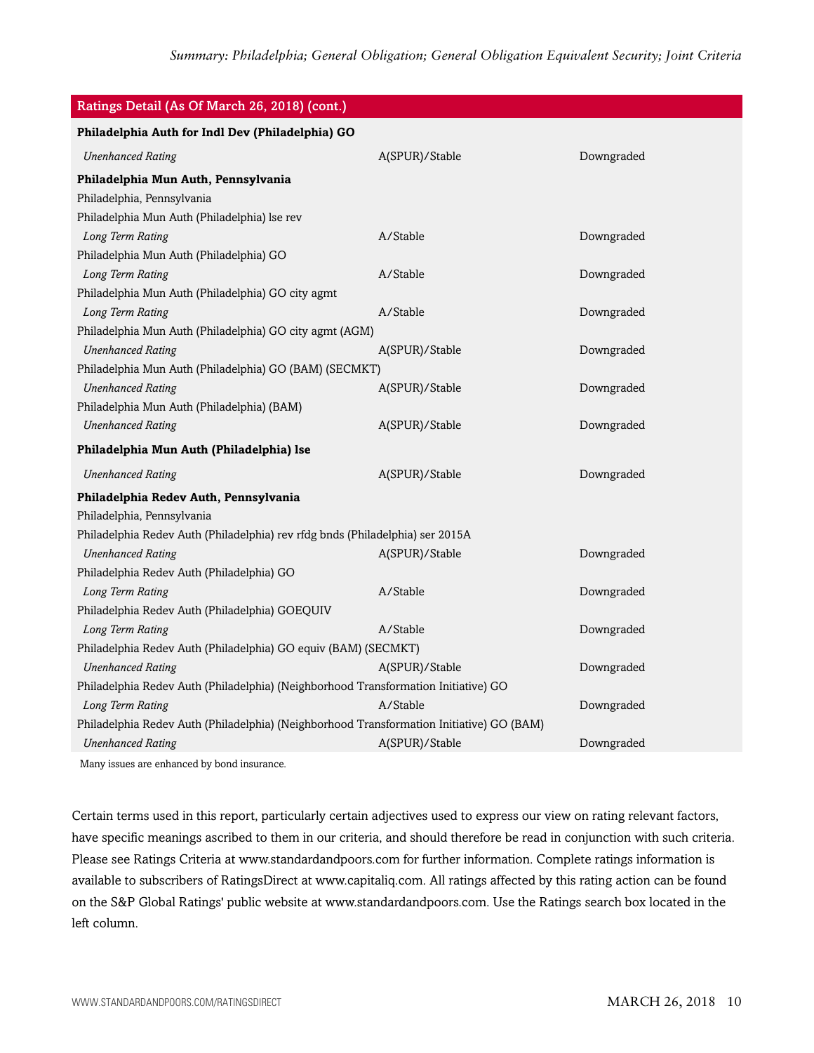| Ratings Detail (As Of March 26, 2018) (cont.) | | |
|---|---|---|
| **Philadelphia Auth for Indl Dev (Philadelphia) GO** | | |
| *Unenhanced Rating* | A(SPUR)/Stable | Downgraded |
| **Philadelphia Mun Auth, Pennsylvania** | | |
| Philadelphia, Pennsylvania | | |
| Philadelphia Mun Auth (Philadelphia) lse rev | | |
| *Long Term Rating* | A/Stable | Downgraded |
| Philadelphia Mun Auth (Philadelphia) GO | | |
| *Long Term Rating* | A/Stable | Downgraded |
| Philadelphia Mun Auth (Philadelphia) GO city agmt | | |
| *Long Term Rating* | A/Stable | Downgraded |
| Philadelphia Mun Auth (Philadelphia) GO city agmt (AGM) | | |
| *Unenhanced Rating* | A(SPUR)/Stable | Downgraded |
| Philadelphia Mun Auth (Philadelphia) GO (BAM) (SECMKT) | | |
| *Unenhanced Rating* | A(SPUR)/Stable | Downgraded |
| Philadelphia Mun Auth (Philadelphia) (BAM) | | |
| *Unenhanced Rating* | A(SPUR)/Stable | Downgraded |
| **Philadelphia Mun Auth (Philadelphia) lse** | | |
| *Unenhanced Rating* | A(SPUR)/Stable | Downgraded |
| **Philadelphia Redev Auth, Pennsylvania** | | |
| Philadelphia, Pennsylvania | | |
| Philadelphia Redev Auth (Philadelphia) rev rfdg bnds (Philadelphia) ser 2015A | | |
| *Unenhanced Rating* | A(SPUR)/Stable | Downgraded |
| Philadelphia Redev Auth (Philadelphia) GO | | |
| *Long Term Rating* | A/Stable | Downgraded |
| Philadelphia Redev Auth (Philadelphia) GOEQUIV | | |
| *Long Term Rating* | A/Stable | Downgraded |
| Philadelphia Redev Auth (Philadelphia) GO equiv (BAM) (SECMKT) | | |
| *Unenhanced Rating* | A(SPUR)/Stable | Downgraded |
| Philadelphia Redev Auth (Philadelphia) (Neighborhood Transformation Initiative) GO | | |
| *Long Term Rating* | A/Stable | Downgraded |
| Philadelphia Redev Auth (Philadelphia) (Neighborhood Transformation Initiative) GO (BAM) | | |
| *Unenhanced Rating* | A(SPUR)/Stable | Downgraded |

Many issues are enhanced by bond insurance.

Certain terms used in this report, particularly certain adjectives used to express our view on rating relevant factors, have specific meanings ascribed to them in our criteria, and should therefore be read in conjunction with such criteria. Please see Ratings Criteria at www.standardandpoors.com for further information. Complete ratings information is available to subscribers of RatingsDirect at www.capitaliq.com. All ratings affected by this rating action can be found on the S&P Global Ratings' public website at www.standardandpoors.com. Use the Ratings search box located in the left column.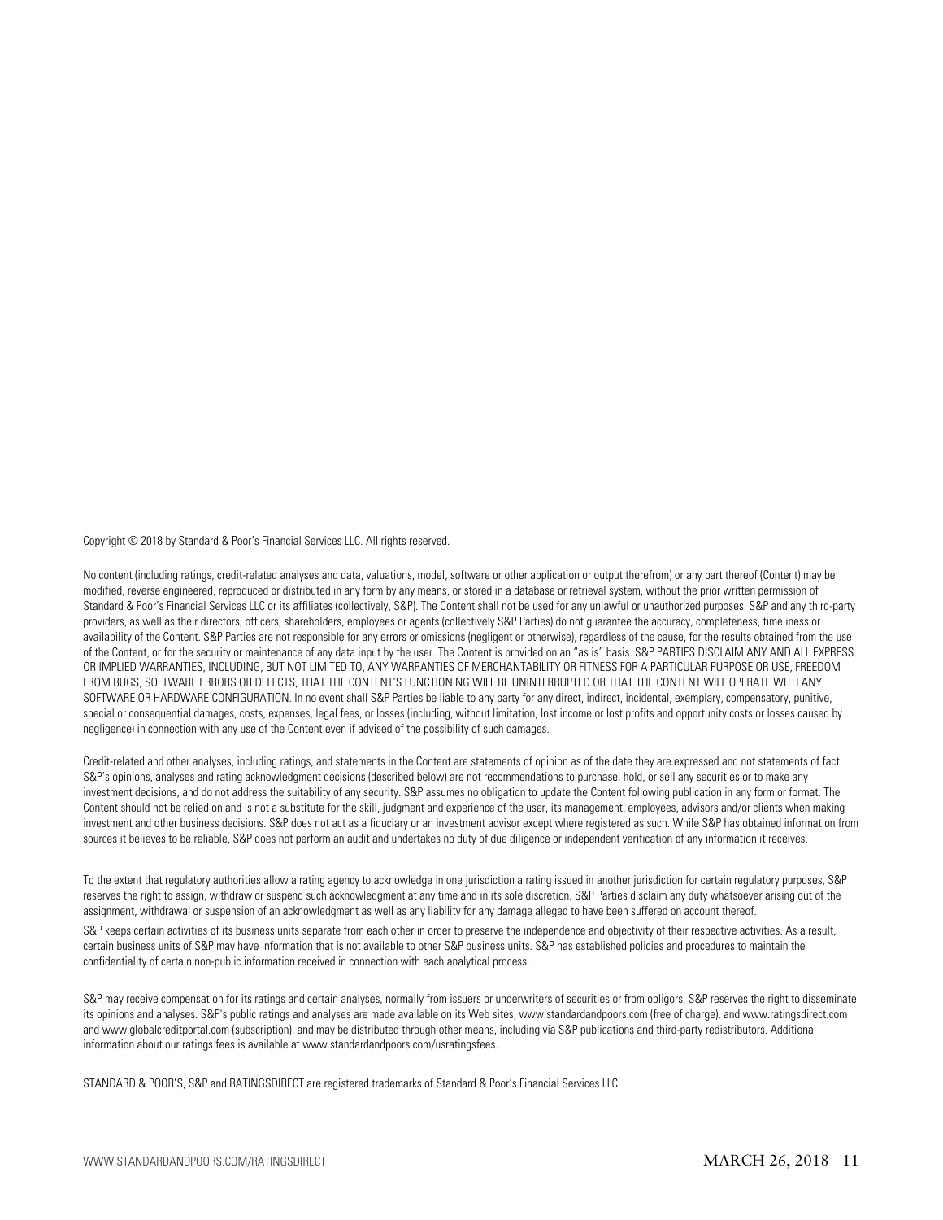Copyright © 2018 by Standard & Poor's Financial Services LLC. All rights reserved.

No content (including ratings, credit-related analyses and data, valuations, model, software or other application or output therefrom) or any part thereof (Content) may be modified, reverse engineered, reproduced or distributed in any form by any means, or stored in a database or retrieval system, without the prior written permission of Standard & Poor's Financial Services LLC or its affiliates (collectively, S&P). The Content shall not be used for any unlawful or unauthorized purposes. S&P and any third-party providers, as well as their directors, officers, shareholders, employees or agents (collectively S&P Parties) do not guarantee the accuracy, completeness, timeliness or availability of the Content. S&P Parties are not responsible for any errors or omissions (negligent or otherwise), regardless of the cause, for the results obtained from the use of the Content, or for the security or maintenance of any data input by the user. The Content is provided on an "as is" basis. S&P PARTIES DISCLAIM ANY AND ALL EXPRESS OR IMPLIED WARRANTIES, INCLUDING, BUT NOT LIMITED TO, ANY WARRANTIES OF MERCHANTABILITY OR FITNESS FOR A PARTICULAR PURPOSE OR USE, FREEDOM FROM BUGS, SOFTWARE ERRORS OR DEFECTS, THAT THE CONTENT'S FUNCTIONING WILL BE UNINTERRUPTED OR THAT THE CONTENT WILL OPERATE WITH ANY SOFTWARE OR HARDWARE CONFIGURATION. In no event shall S&P Parties be liable to any party for any direct, indirect, incidental, exemplary, compensatory, punitive, special or consequential damages, costs, expenses, legal fees, or losses (including, without limitation, lost income or lost profits and opportunity costs or losses caused by negligence) in connection with any use of the Content even if advised of the possibility of such damages.

Credit-related and other analyses, including ratings, and statements in the Content are statements of opinion as of the date they are expressed and not statements of fact. S&P's opinions, analyses and rating acknowledgment decisions (described below) are not recommendations to purchase, hold, or sell any securities or to make any investment decisions, and do not address the suitability of any security. S&P assumes no obligation to update the Content following publication in any form or format. The Content should not be relied on and is not a substitute for the skill, judgment and experience of the user, its management, employees, advisors and/or clients when making investment and other business decisions. S&P does not act as a fiduciary or an investment advisor except where registered as such. While S&P has obtained information from sources it believes to be reliable, S&P does not perform an audit and undertakes no duty of due diligence or independent verification of any information it receives.

To the extent that regulatory authorities allow a rating agency to acknowledge in one jurisdiction a rating issued in another jurisdiction for certain regulatory purposes, S&P reserves the right to assign, withdraw or suspend such acknowledgment at any time and in its sole discretion. S&P Parties disclaim any duty whatsoever arising out of the assignment, withdrawal or suspension of an acknowledgment as well as any liability for any damage alleged to have been suffered on account thereof.

S&P keeps certain activities of its business units separate from each other in order to preserve the independence and objectivity of their respective activities. As a result, certain business units of S&P may have information that is not available to other S&P business units. S&P has established policies and procedures to maintain the confidentiality of certain non-public information received in connection with each analytical process.

S&P may receive compensation for its ratings and certain analyses, normally from issuers or underwriters of securities or from obligors. S&P reserves the right to disseminate its opinions and analyses. S&P's public ratings and analyses are made available on its Web sites, www.standardandpoors.com (free of charge), and www.ratingsdirect.com and www.globalcreditportal.com (subscription), and may be distributed through other means, including via S&P publications and third-party redistributors. Additional information about our ratings fees is available at www.standardandpoors.com/usratingsfees.

STANDARD & POOR'S, S&P and RATINGSDIRECT are registered trademarks of Standard & Poor's Financial Services LLC.